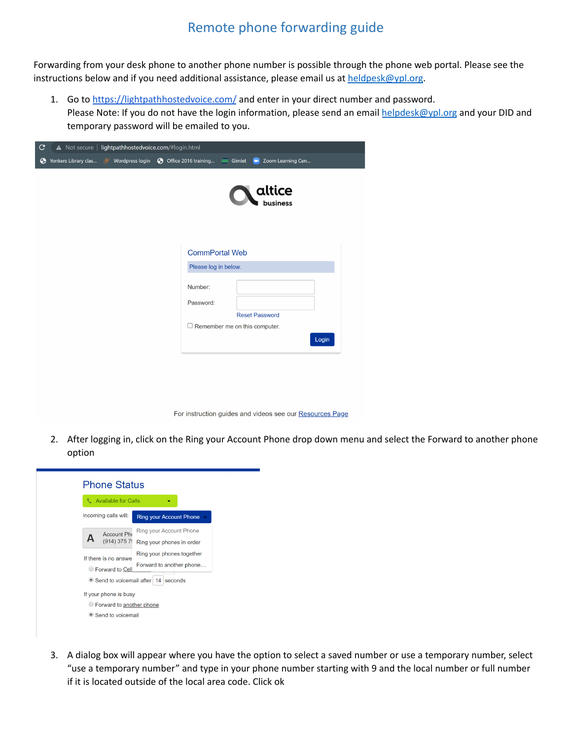# Remote phone forwarding guide

Forwarding from your desk phone to another phone number is possible through the phone web portal. Please see the instructions below and if you need additional assistance, please email us at heldpesk@ypl.org.

1. Go to https://lightpathhostedvoice.com/ and enter in your direct number and password.
   Please Note: If you do not have the login information, please send an email helpdesk@ypl.org and your DID and temporary password will be emailed to you.

2. After logging in, click on the Ring your Account Phone drop down menu and select the Forward to another phone option

3. A dialog box will appear where you have the option to select a saved number or use a temporary number, select "use a temporary number" and type in your phone number starting with 9 and the local number or full number if it is located outside of the local area code. Click ok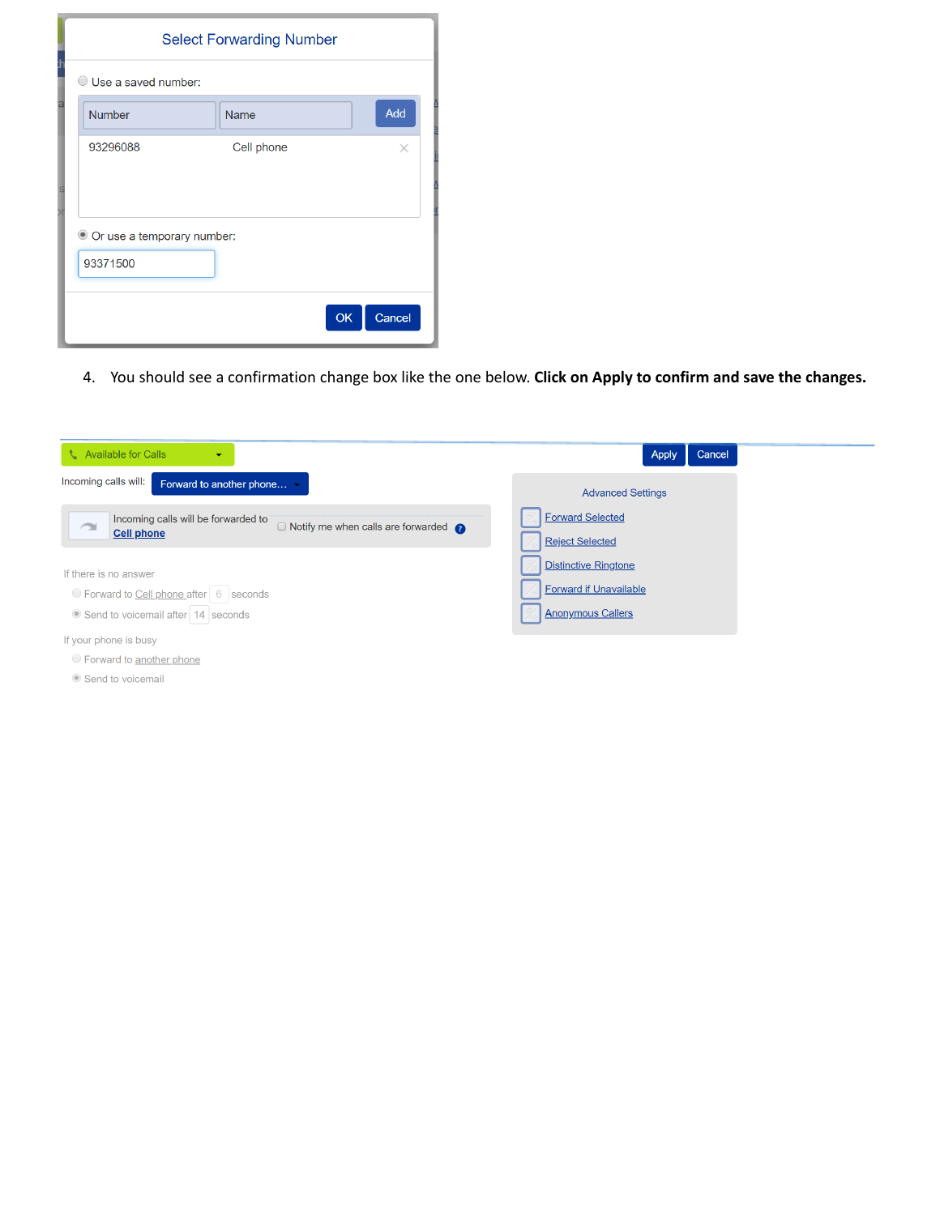Select Forwarding Number

Use a saved number:

| Number | Name |
|---|---|
| 93296088 | Cell phone |

Or use a temporary number:

93371500

OK Cancel

4. You should see a confirmation change box like the one below. **Click on Apply to confirm and save the changes.**

Available for Calls

Apply Cancel

Incoming calls will: Forward to another phone…

Incoming calls will be forwarded to **Cell phone**

Notify me when calls are forwarded

Advanced Settings

- Forward Selected
- Reject Selected
- Distinctive Ringtone
- Forward if Unavailable
- Anonymous Callers

If there is no answer

- Forward to Cell phone after 6 seconds
- Send to voicemail after 14 seconds

If your phone is busy

- Forward to another phone
- Send to voicemail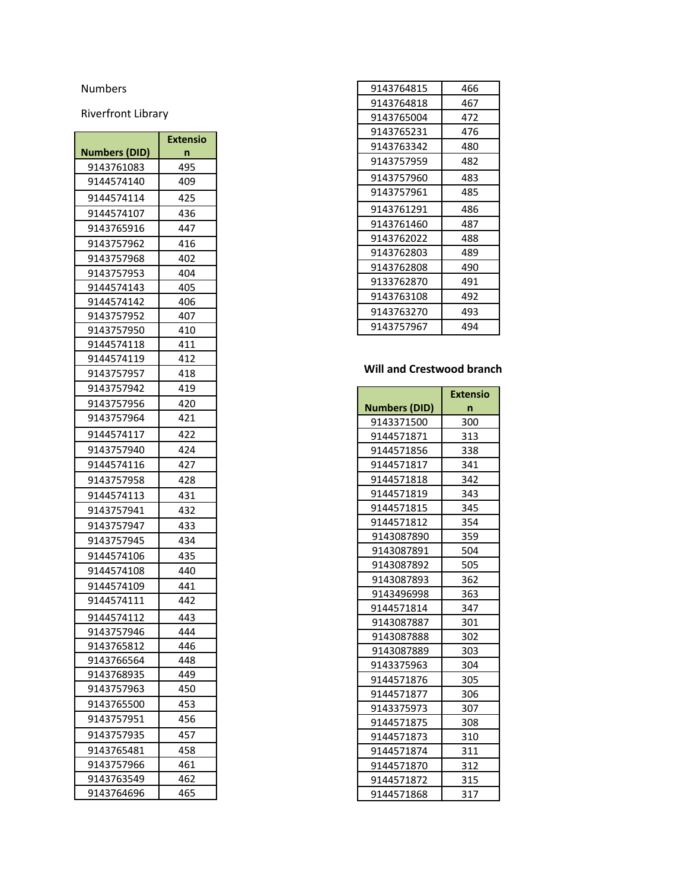Numbers

Riverfront Library

| Numbers (DID) | Extension |
|---|---|
| 9143761083 | 495 |
| 9144574140 | 409 |
| 9144574114 | 425 |
| 9144574107 | 436 |
| 9143765916 | 447 |
| 9143757962 | 416 |
| 9143757968 | 402 |
| 9143757953 | 404 |
| 9144574143 | 405 |
| 9144574142 | 406 |
| 9143757952 | 407 |
| 9143757950 | 410 |
| 9144574118 | 411 |
| 9144574119 | 412 |
| 9143757957 | 418 |
| 9143757942 | 419 |
| 9143757956 | 420 |
| 9143757964 | 421 |
| 9144574117 | 422 |
| 9143757940 | 424 |
| 9144574116 | 427 |
| 9143757958 | 428 |
| 9144574113 | 431 |
| 9143757941 | 432 |
| 9143757947 | 433 |
| 9143757945 | 434 |
| 9144574106 | 435 |
| 9144574108 | 440 |
| 9144574109 | 441 |
| 9144574111 | 442 |
| 9144574112 | 443 |
| 9143757946 | 444 |
| 9143765812 | 446 |
| 9143766564 | 448 |
| 9143768935 | 449 |
| 9143757963 | 450 |
| 9143765500 | 453 |
| 9143757951 | 456 |
| 9143757935 | 457 |
| 9143765481 | 458 |
| 9143757966 | 461 |
| 9143763549 | 462 |
| 9143764696 | 465 |
| 9143764815 | 466 |
| 9143764818 | 467 |
| 9143765004 | 472 |
| 9143765231 | 476 |
| 9143763342 | 480 |
| 9143757959 | 482 |
| 9143757960 | 483 |
| 9143757961 | 485 |
| 9143761291 | 486 |
| 9143761460 | 487 |
| 9143762022 | 488 |
| 9143762803 | 489 |
| 9143762808 | 490 |
| 9133762870 | 491 |
| 9143763108 | 492 |
| 9143763270 | 493 |
| 9143757967 | 494 |

**Will and Crestwood branch**

| Numbers (DID) | Extension |
|---|---|
| 9143371500 | 300 |
| 9144571871 | 313 |
| 9144571856 | 338 |
| 9144571817 | 341 |
| 9144571818 | 342 |
| 9144571819 | 343 |
| 9144571815 | 345 |
| 9144571812 | 354 |
| 9143087890 | 359 |
| 9143087891 | 504 |
| 9143087892 | 505 |
| 9143087893 | 362 |
| 9143496998 | 363 |
| 9144571814 | 347 |
| 9143087887 | 301 |
| 9143087888 | 302 |
| 9143087889 | 303 |
| 9143375963 | 304 |
| 9144571876 | 305 |
| 9144571877 | 306 |
| 9143375973 | 307 |
| 9144571875 | 308 |
| 9144571873 | 310 |
| 9144571874 | 311 |
| 9144571870 | 312 |
| 9144571872 | 315 |
| 9144571868 | 317 |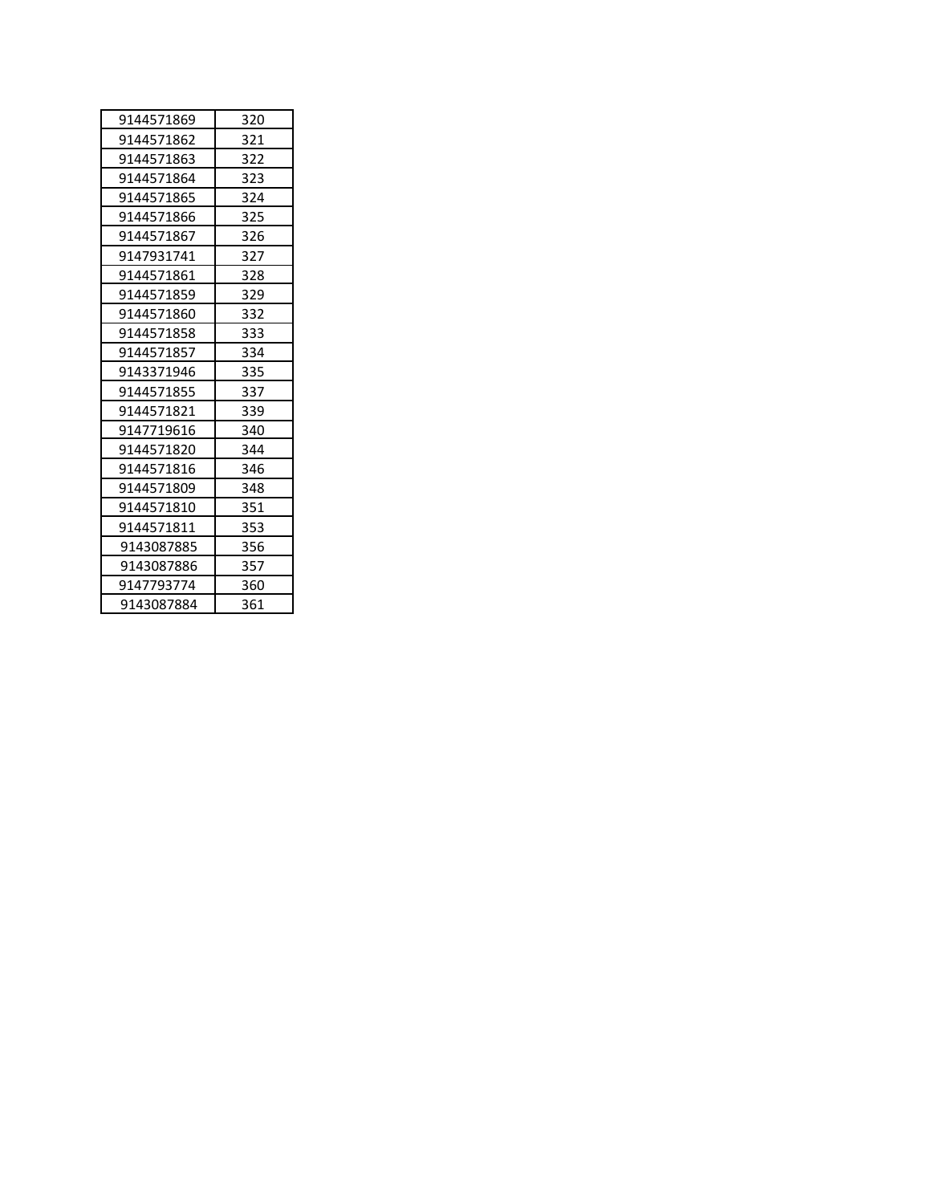| | |
|---|---|
| 9144571869 | 320 |
| 9144571862 | 321 |
| 9144571863 | 322 |
| 9144571864 | 323 |
| 9144571865 | 324 |
| 9144571866 | 325 |
| 9144571867 | 326 |
| 9147931741 | 327 |
| 9144571861 | 328 |
| 9144571859 | 329 |
| 9144571860 | 332 |
| 9144571858 | 333 |
| 9144571857 | 334 |
| 9143371946 | 335 |
| 9144571855 | 337 |
| 9144571821 | 339 |
| 9147719616 | 340 |
| 9144571820 | 344 |
| 9144571816 | 346 |
| 9144571809 | 348 |
| 9144571810 | 351 |
| 9144571811 | 353 |
| 9143087885 | 356 |
| 9143087886 | 357 |
| 9147793774 | 360 |
| 9143087884 | 361 |